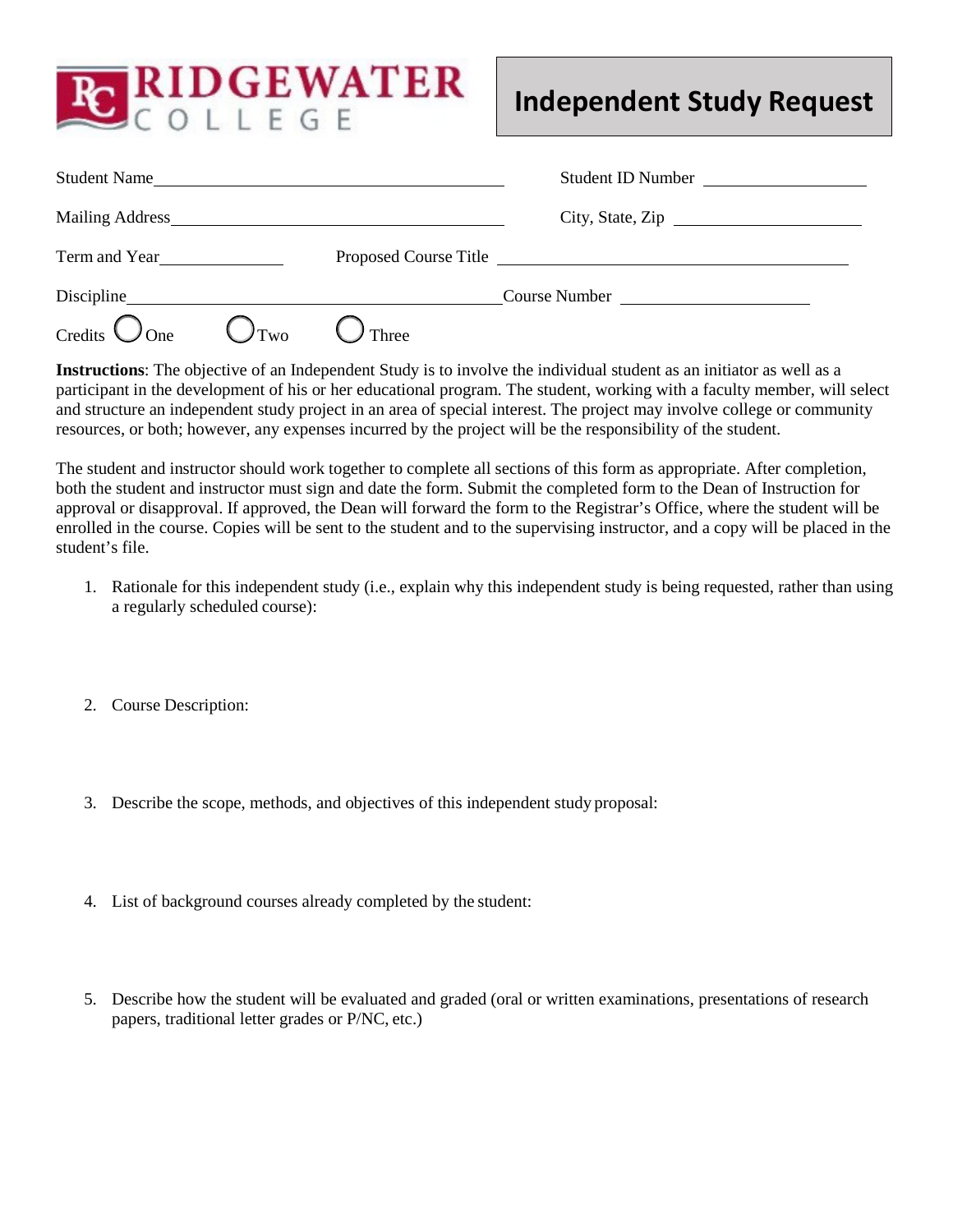RIDGEWATER COLLEGE

# Independent Study Request

Student Name ______________________________ Student ID Number ______________

Mailing Address ______________________________ City, State, Zip ______________

Term and Year ____________ Proposed Course Title ______________________________

Discipline ______________________________ Course Number ______________

Credits ◯ One ◯ Two ◯ Three

**Instructions**: The objective of an Independent Study is to involve the individual student as an initiator as well as a participant in the development of his or her educational program. The student, working with a faculty member, will select and structure an independent study project in an area of special interest. The project may involve college or community resources, or both; however, any expenses incurred by the project will be the responsibility of the student.

The student and instructor should work together to complete all sections of this form as appropriate. After completion, both the student and instructor must sign and date the form. Submit the completed form to the Dean of Instruction for approval or disapproval. If approved, the Dean will forward the form to the Registrar's Office, where the student will be enrolled in the course. Copies will be sent to the student and to the supervising instructor, and a copy will be placed in the student's file.

1. Rationale for this independent study (i.e., explain why this independent study is being requested, rather than using a regularly scheduled course):

2. Course Description:

3. Describe the scope, methods, and objectives of this independent study proposal:

4. List of background courses already completed by the student:

5. Describe how the student will be evaluated and graded (oral or written examinations, presentations of research papers, traditional letter grades or P/NC, etc.)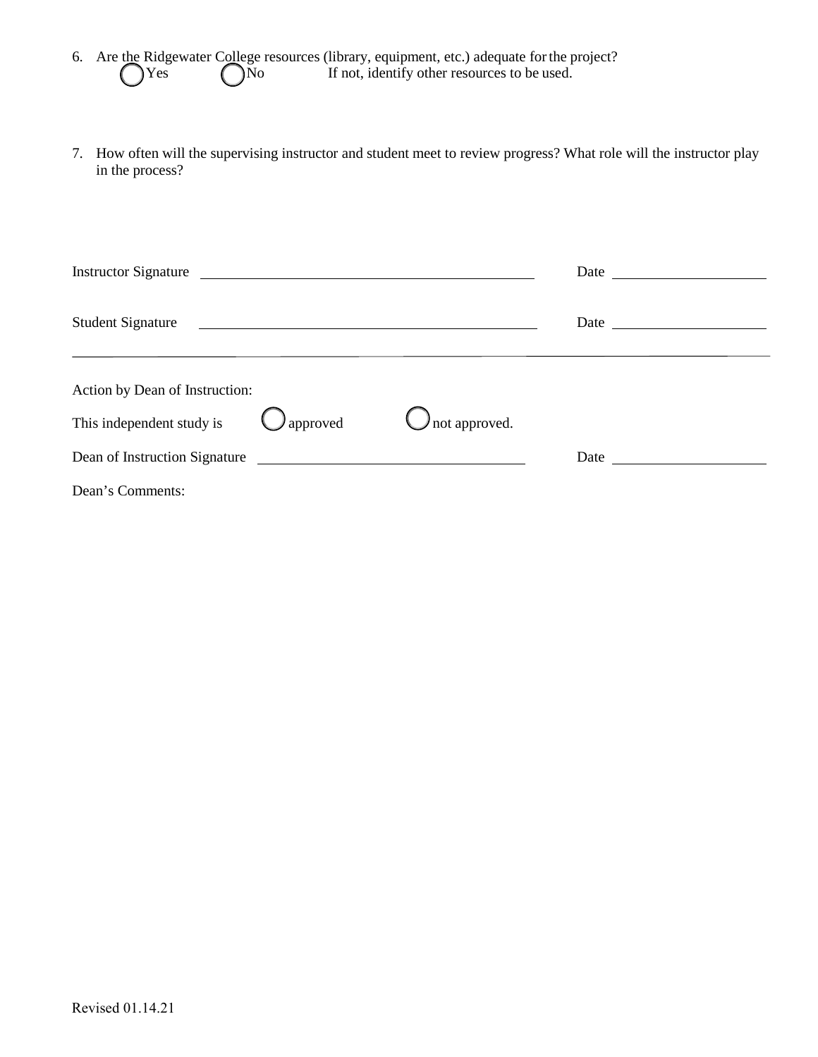6. Are the Ridgewater College resources (library, equipment, etc.) adequate for the project?
   ◯ Yes ◯ No If not, identify other resources to be used.

7. How often will the supervising instructor and student meet to review progress? What role will the instructor play in the process?

Instructor Signature \_\_\_\_\_\_\_\_\_\_\_\_\_\_\_\_\_\_\_\_\_\_\_\_\_\_\_\_\_\_\_\_\_\_\_\_\_\_\_\_ Date \_\_\_\_\_\_\_\_\_\_\_\_\_\_\_\_\_\_\_\_

Student Signature \_\_\_\_\_\_\_\_\_\_\_\_\_\_\_\_\_\_\_\_\_\_\_\_\_\_\_\_\_\_\_\_\_\_\_\_\_\_\_\_ Date \_\_\_\_\_\_\_\_\_\_\_\_\_\_\_\_\_\_\_\_

---

Action by Dean of Instruction:

This independent study is ◯ approved ◯ not approved.

Dean of Instruction Signature \_\_\_\_\_\_\_\_\_\_\_\_\_\_\_\_\_\_\_\_\_\_\_\_\_\_\_\_\_\_\_\_\_\_ Date \_\_\_\_\_\_\_\_\_\_\_\_\_\_\_\_\_\_\_\_

Dean's Comments:

Revised 01.14.21